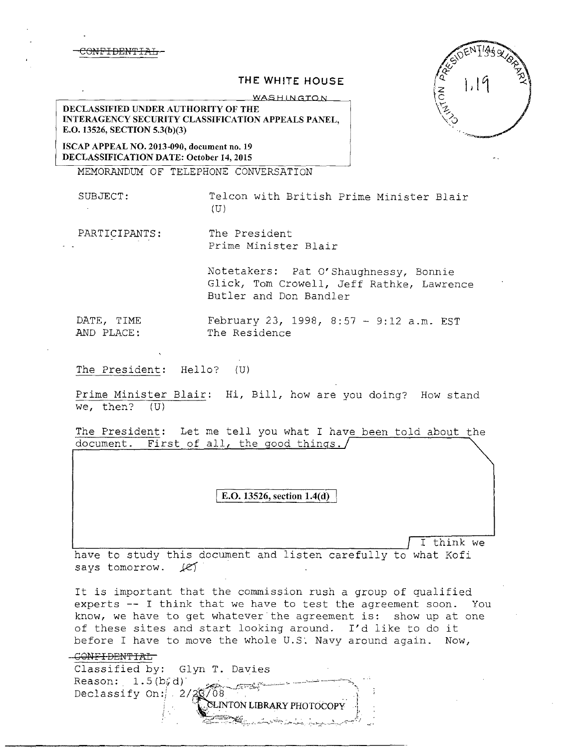~~CONFIDENTIAL~~

# THE WHITE HOUSE

WASHINGTON

**DECLASSIFIED UNDER AUTHORITY OF THE INTERAGENCY SECURITY CLASSIFICATION APPEALS PANEL, E.O. 13526, SECTION 5.3(b)(3)**

**ISCAP APPEAL NO. 2013-090, document no. 19**
**DECLASSIFICATION DATE: October 14, 2015**

CLINTON PRESIDENTIAL LIBRARY 1.19

MEMORANDUM OF TELEPHONE CONVERSATION

SUBJECT: Telcon with British Prime Minister Blair (U)

PARTICIPANTS: The President
Prime Minister Blair

Notetakers: Pat O'Shaughnessy, Bonnie Glick, Tom Crowell, Jeff Rathke, Lawrence Butler and Don Bandler

DATE, TIME AND PLACE: February 23, 1998, 8:57 - 9:12 a.m. EST
The Residence

The President: Hello? (U)

Prime Minister Blair: Hi, Bill, how are you doing? How stand we, then? (U)

The President: Let me tell you what I have been told about the document. First of all, the good things.

**E.O. 13526, section 1.4(d)**

I think we have to study this document and listen carefully to what Kofi says tomorrow. (C)

It is important that the commission rush a group of qualified experts -- I think that we have to test the agreement soon. You know, we have to get whatever the agreement is: show up at one of these sites and start looking around. I'd like to do it before I have to move the whole U.S. Navy around again. Now,

~~CONFIDENTIAL~~

Classified by: Glyn T. Davies
Reason: 1.5(b,d)
Declassify On: 2/23/08

CLINTON LIBRARY PHOTOCOPY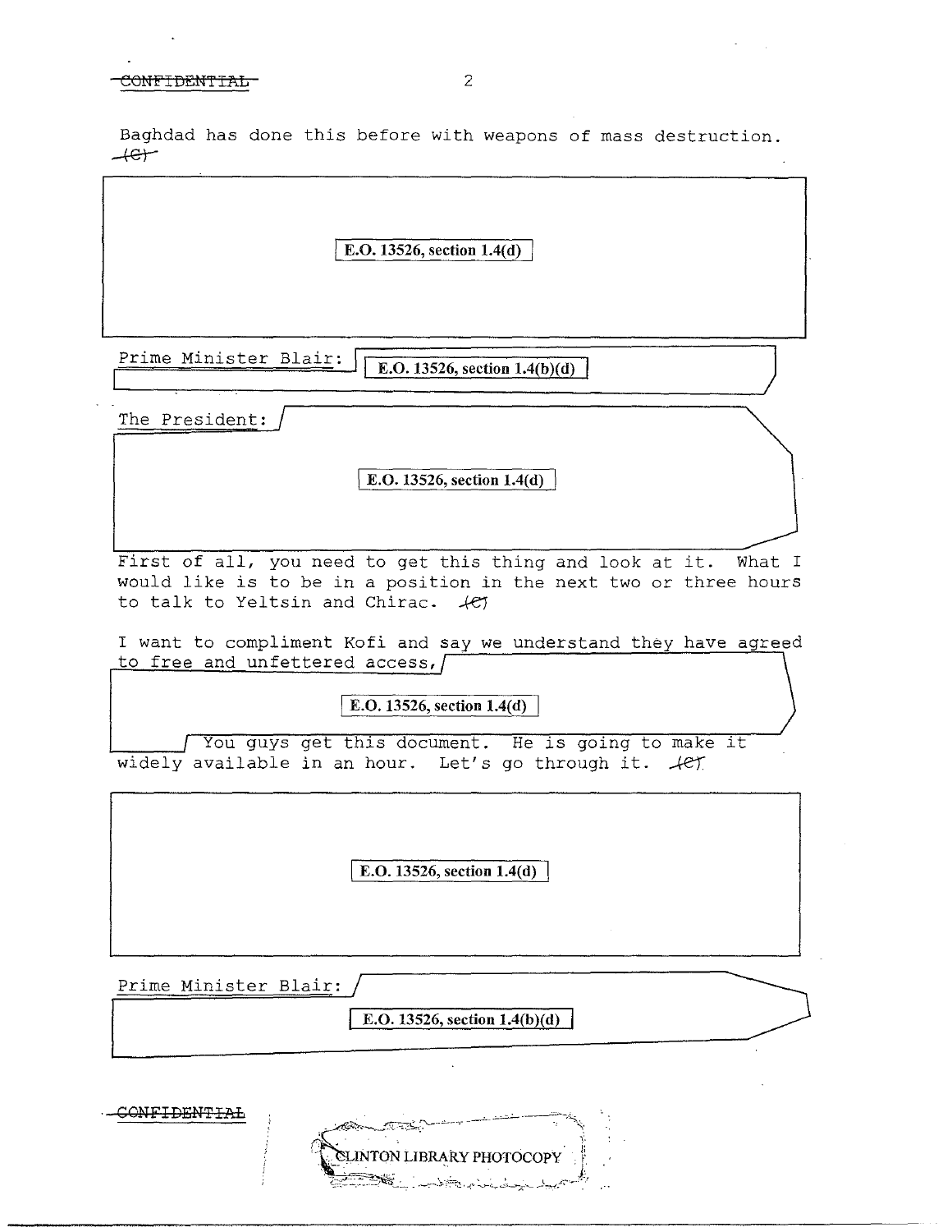Baghdad has done this before with weapons of mass destruction. (C)

E.O. 13526, section 1.4(d)

Prime Minister Blair: E.O. 13526, section 1.4(b)(d)

The President: E.O. 13526, section 1.4(d)

First of all, you need to get this thing and look at it. What I would like is to be in a position in the next two or three hours to talk to Yeltsin and Chirac. (C)

I want to compliment Kofi and say we understand they have agreed to free and unfettered access, E.O. 13526, section 1.4(d) You guys get this document. He is going to make it widely available in an hour. Let's go through it. (C)

E.O. 13526, section 1.4(d)

Prime Minister Blair: E.O. 13526, section 1.4(b)(d)

CLINTON LIBRARY PHOTOCOPY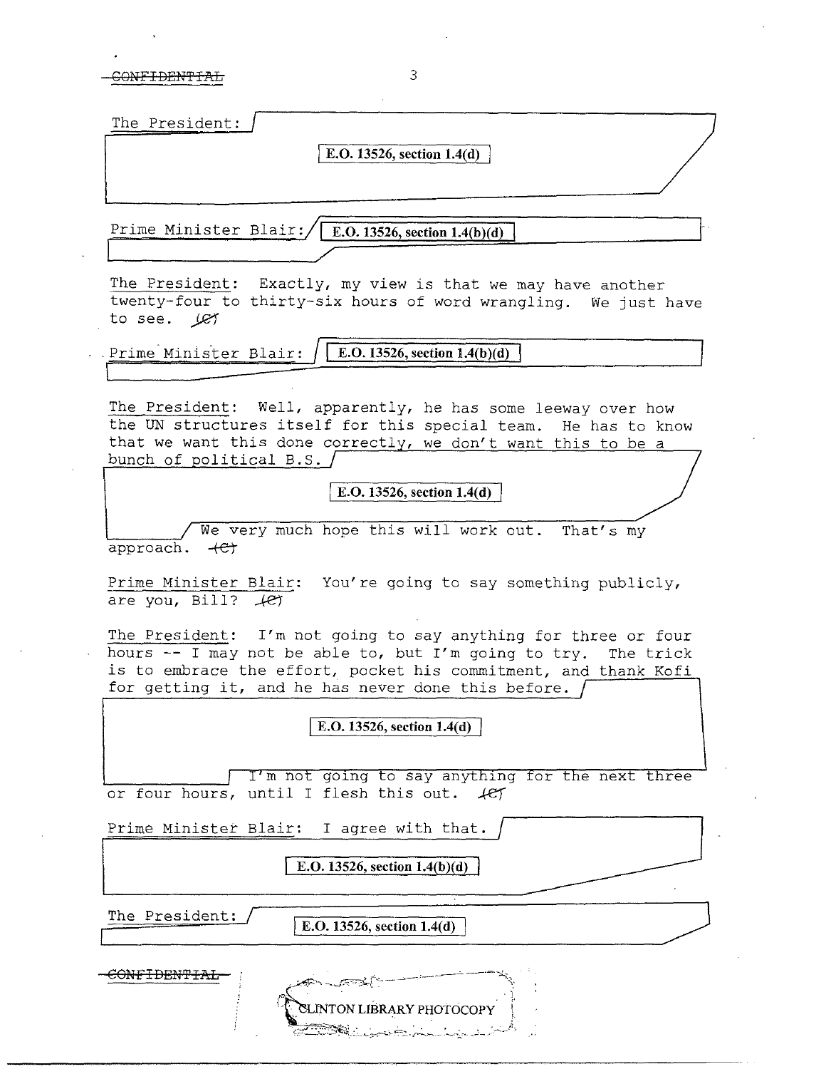The President: E.O. 13526, section 1.4(d)

Prime Minister Blair: E.O. 13526, section 1.4(b)(d)

The President: Exactly, my view is that we may have another twenty-four to thirty-six hours of word wrangling. We just have to see. (C)

Prime Minister Blair: E.O. 13526, section 1.4(b)(d)

The President: Well, apparently, he has some leeway over how the UN structures itself for this special team. He has to know that we want this done correctly, we don't want this to be a bunch of political B.S. E.O. 13526, section 1.4(d) We very much hope this will work out. That's my approach. (C)

Prime Minister Blair: You're going to say something publicly, are you, Bill? (C)

The President: I'm not going to say anything for three or four hours -- I may not be able to, but I'm going to try. The trick is to embrace the effort, pocket his commitment, and thank Kofi for getting it, and he has never done this before. E.O. 13526, section 1.4(d) I'm not going to say anything for the next three or four hours, until I flesh this out. (C)

Prime Minister Blair: I agree with that. E.O. 13526, section 1.4(b)(d)

The President: E.O. 13526, section 1.4(d)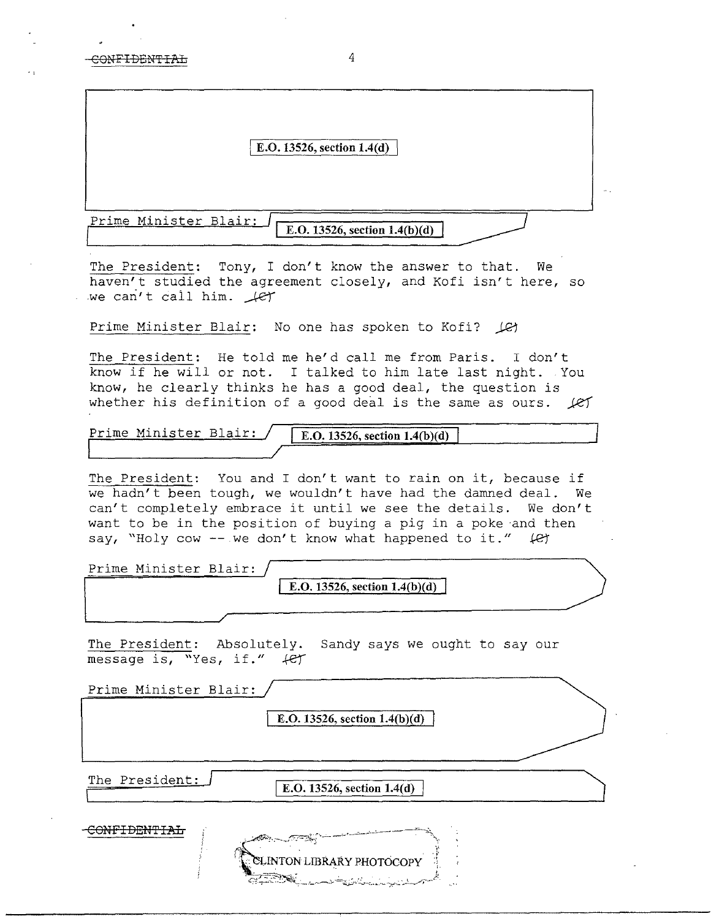CONFIDENTIAL

E.O. 13526, section 1.4(d)

Prime Minister Blair: E.O. 13526, section 1.4(b)(d)

The President: Tony, I don't know the answer to that. We haven't studied the agreement closely, and Kofi isn't here, so we can't call him. (C)

Prime Minister Blair: No one has spoken to Kofi? (C)

The President: He told me he'd call me from Paris. I don't know if he will or not. I talked to him late last night. You know, he clearly thinks he has a good deal, the question is whether his definition of a good deal is the same as ours. (C)

Prime Minister Blair: E.O. 13526, section 1.4(b)(d)

The President: You and I don't want to rain on it, because if we hadn't been tough, we wouldn't have had the damned deal. We can't completely embrace it until we see the details. We don't want to be in the position of buying a pig in a poke and then say, "Holy cow -- we don't know what happened to it." (C)

Prime Minister Blair: E.O. 13526, section 1.4(b)(d)

The President: Absolutely. Sandy says we ought to say our message is, "Yes, if." (C)

Prime Minister Blair: E.O. 13526, section 1.4(b)(d)

The President: E.O. 13526, section 1.4(d)

CONFIDENTIAL

CLINTON LIBRARY PHOTOCOPY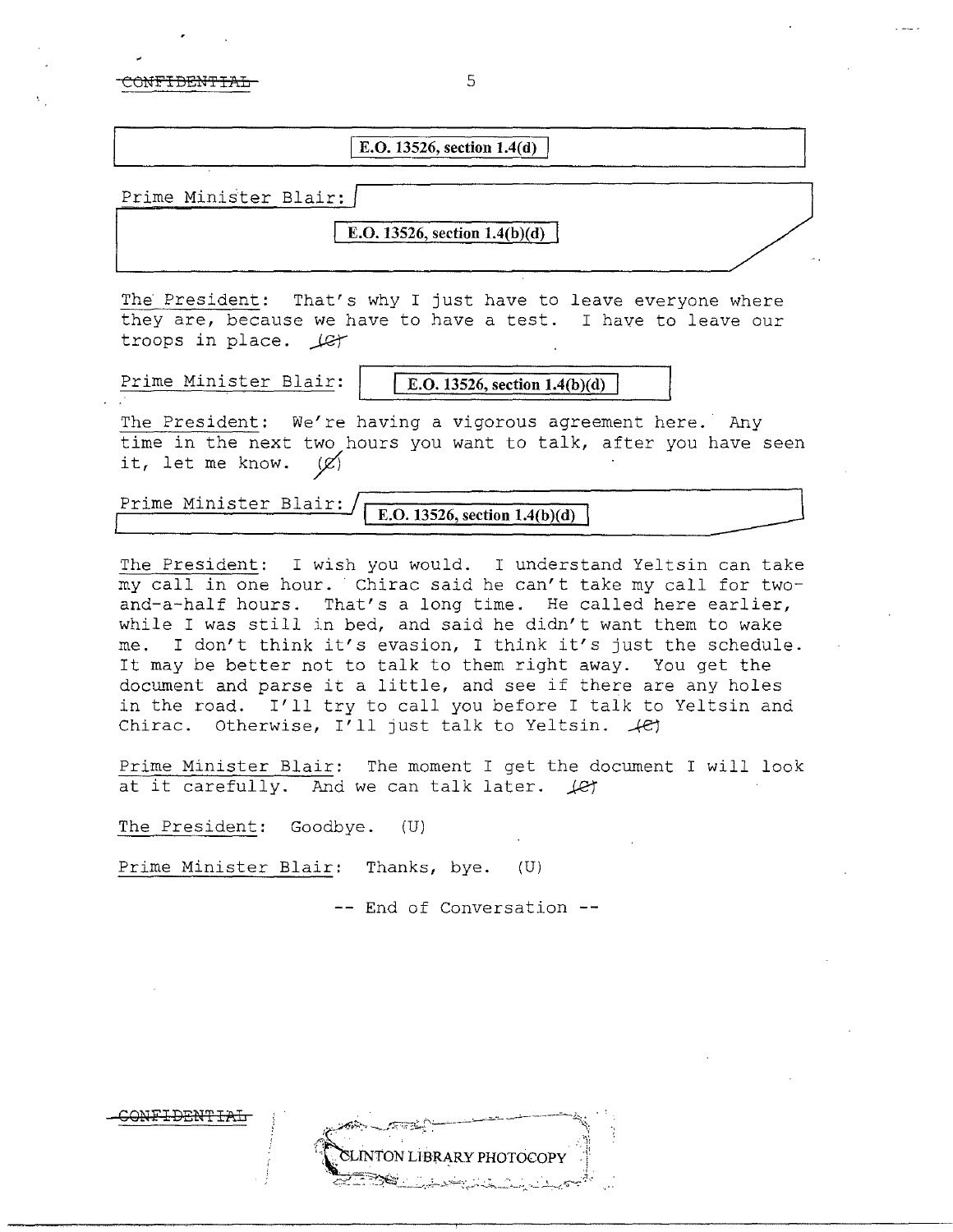E.O. 13526, section 1.4(d)

Prime Minister Blair: E.O. 13526, section 1.4(b)(d)

The President: That's why I just have to leave everyone where they are, because we have to have a test. I have to leave our troops in place. (C)

Prime Minister Blair: E.O. 13526, section 1.4(b)(d)

The President: We're having a vigorous agreement here. Any time in the next two hours you want to talk, after you have seen it, let me know. (C)

Prime Minister Blair: E.O. 13526, section 1.4(b)(d)

The President: I wish you would. I understand Yeltsin can take my call in one hour. Chirac said he can't take my call for two-and-a-half hours. That's a long time. He called here earlier, while I was still in bed, and said he didn't want them to wake me. I don't think it's evasion, I think it's just the schedule. It may be better not to talk to them right away. You get the document and parse it a little, and see if there are any holes in the road. I'll try to call you before I talk to Yeltsin and Chirac. Otherwise, I'll just talk to Yeltsin. (C)

Prime Minister Blair: The moment I get the document I will look at it carefully. And we can talk later. (C)

The President: Goodbye. (U)

Prime Minister Blair: Thanks, bye. (U)

-- End of Conversation --